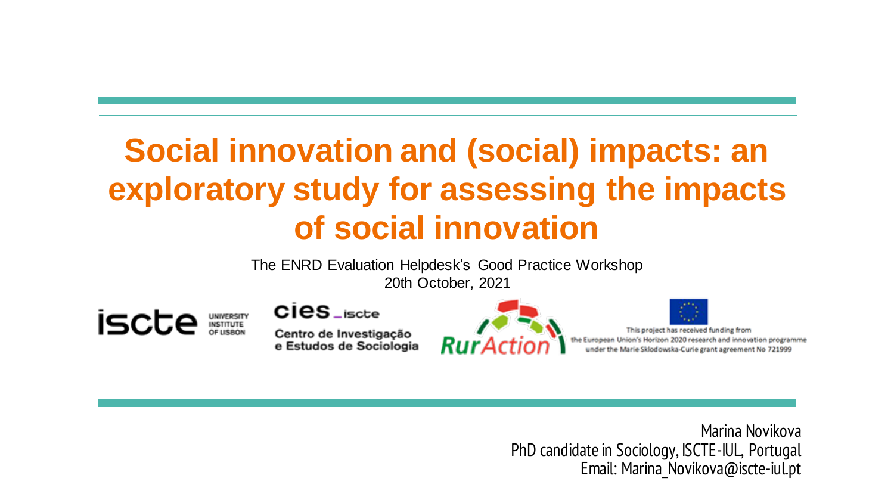# Social innovation and (social) impacts: an exploratory study for assessing the impacts of social innovation

The ENRD Evaluation Helpdesk's Good Practice Workshop

20th October, 2021

iscte UNIVERSITY INSTITUTE OF LISBON

cies_iscte Centro de Investigação e Estudos de Sociologia

RurAction

This project has received funding from the European Union's Horizon 2020 research and innovation programme under the Marie Sklodowska-Curie grant agreement No 721999

Marina Novikova

PhD candidate in Sociology, ISCTE-IUL, Portugal

Email: Marina_Novikova@iscte-iul.pt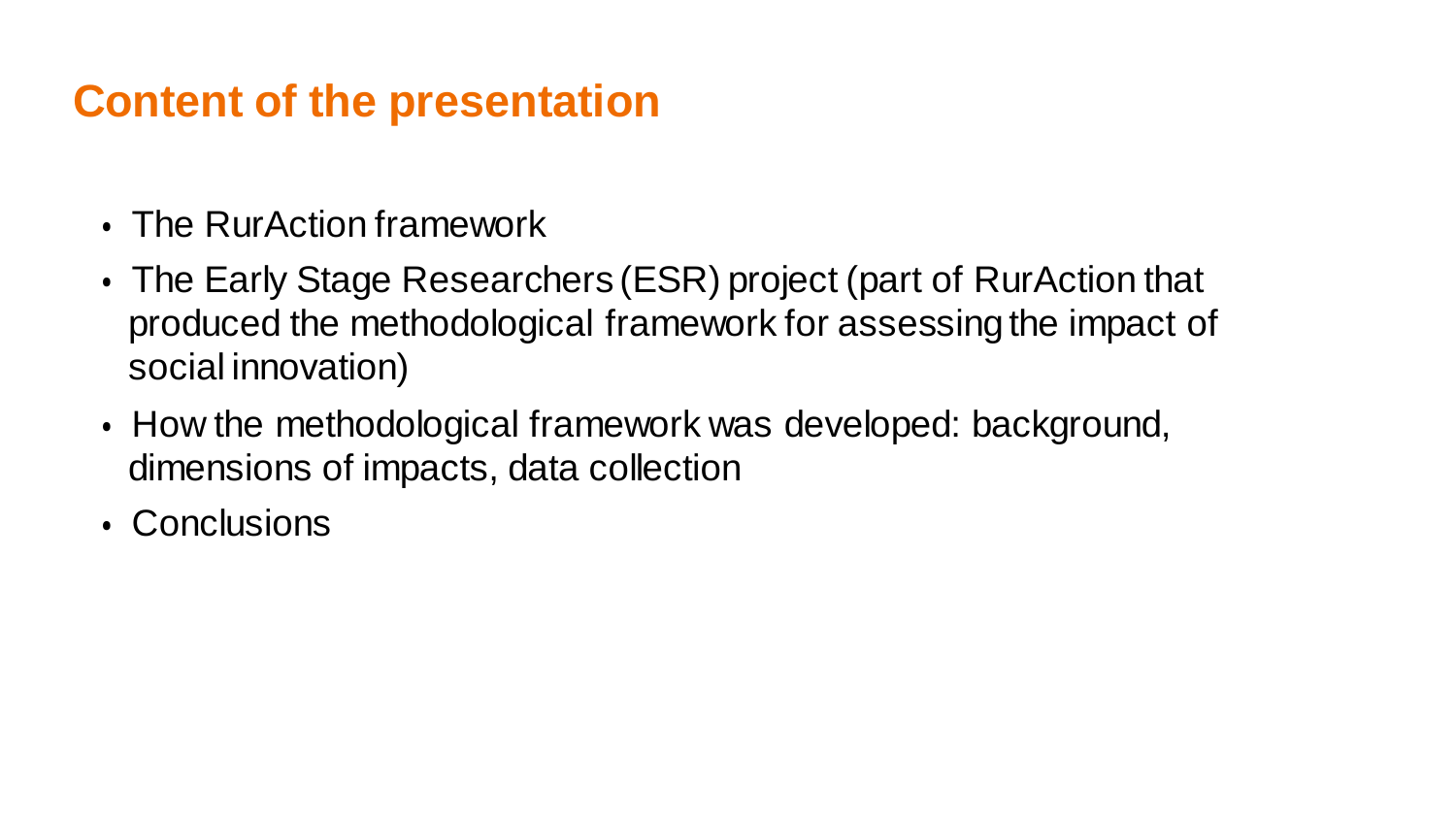## Content of the presentation

- The RurAction framework
- The Early Stage Researchers (ESR) project (part of RurAction that produced the methodological framework for assessing the impact of social innovation)
- How the methodological framework was developed: background, dimensions of impacts, data collection
- Conclusions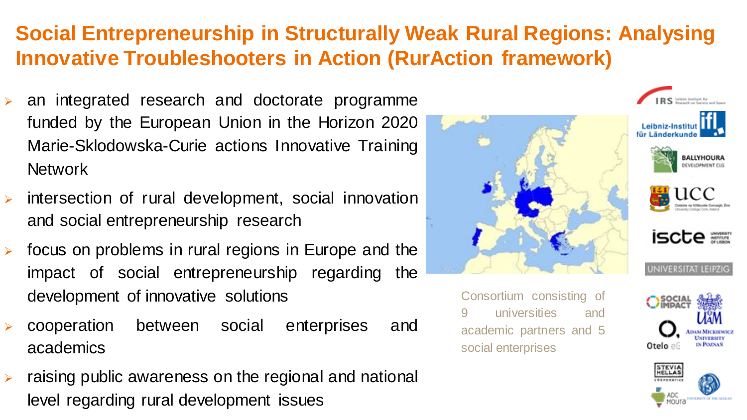# Social Entrepreneurship in Structurally Weak Rural Regions: Analysing Innovative Troubleshooters in Action (RurAction framework)

- an integrated research and doctorate programme funded by the European Union in the Horizon 2020 Marie-Sklodowska-Curie actions Innovative Training Network
- intersection of rural development, social innovation and social entrepreneurship research
- focus on problems in rural regions in Europe and the impact of social entrepreneurship regarding the development of innovative solutions
- cooperation between social enterprises and academics
- raising public awareness on the regional and national level regarding rural development issues

Consortium consisting of 9 universities and academic partners and 5 social enterprises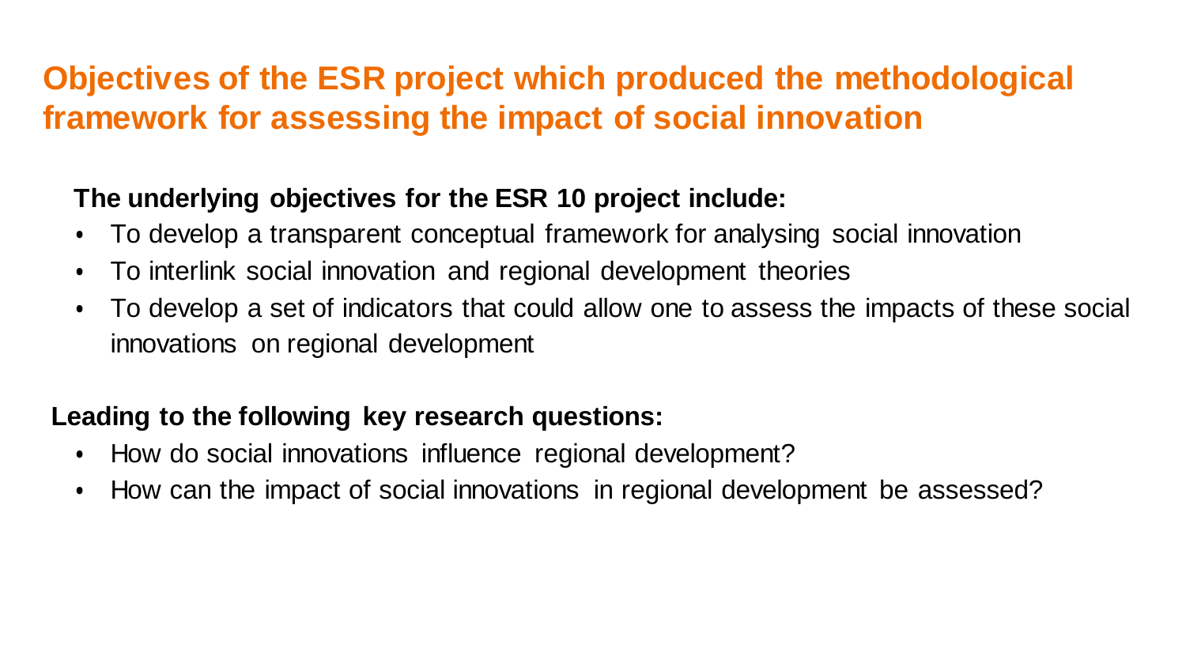# Objectives of the ESR project which produced the methodological framework for assessing the impact of social innovation

**The underlying objectives for the ESR 10 project include:**

- To develop a transparent conceptual framework for analysing social innovation
- To interlink social innovation and regional development theories
- To develop a set of indicators that could allow one to assess the impacts of these social innovations on regional development

**Leading to the following key research questions:**

- How do social innovations influence regional development?
- How can the impact of social innovations in regional development be assessed?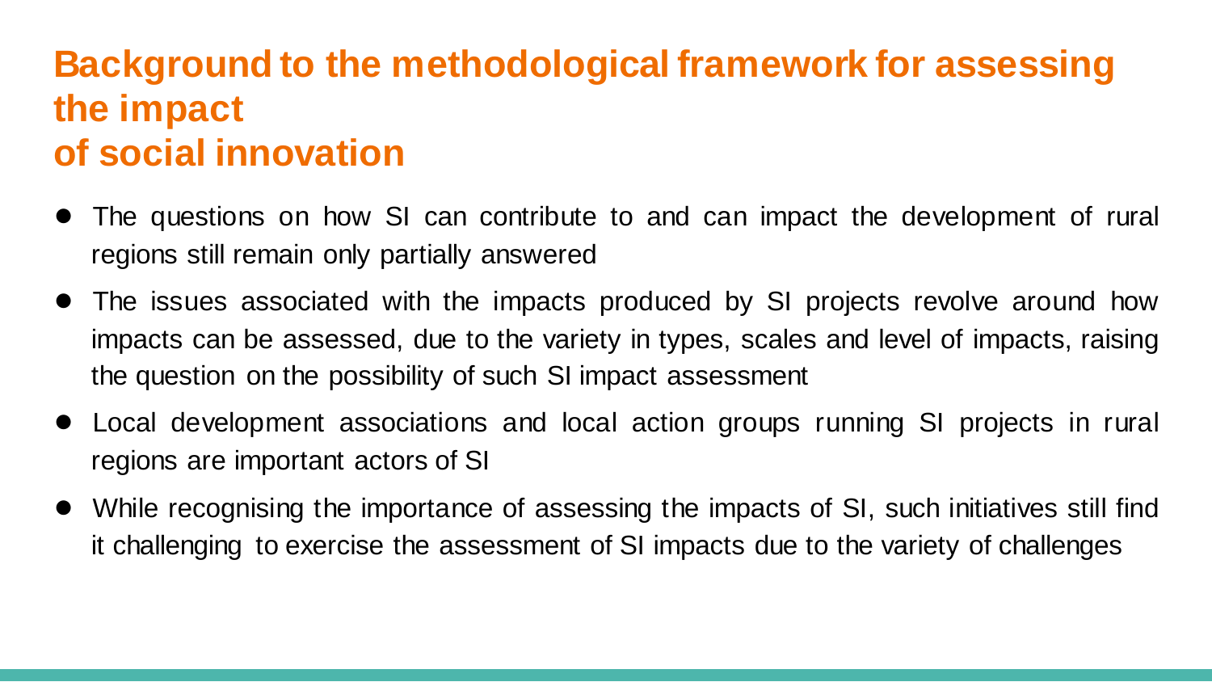# Background to the methodological framework for assessing the impact of social innovation

- The questions on how SI can contribute to and can impact the development of rural regions still remain only partially answered
- The issues associated with the impacts produced by SI projects revolve around how impacts can be assessed, due to the variety in types, scales and level of impacts, raising the question on the possibility of such SI impact assessment
- Local development associations and local action groups running SI projects in rural regions are important actors of SI
- While recognising the importance of assessing the impacts of SI, such initiatives still find it challenging to exercise the assessment of SI impacts due to the variety of challenges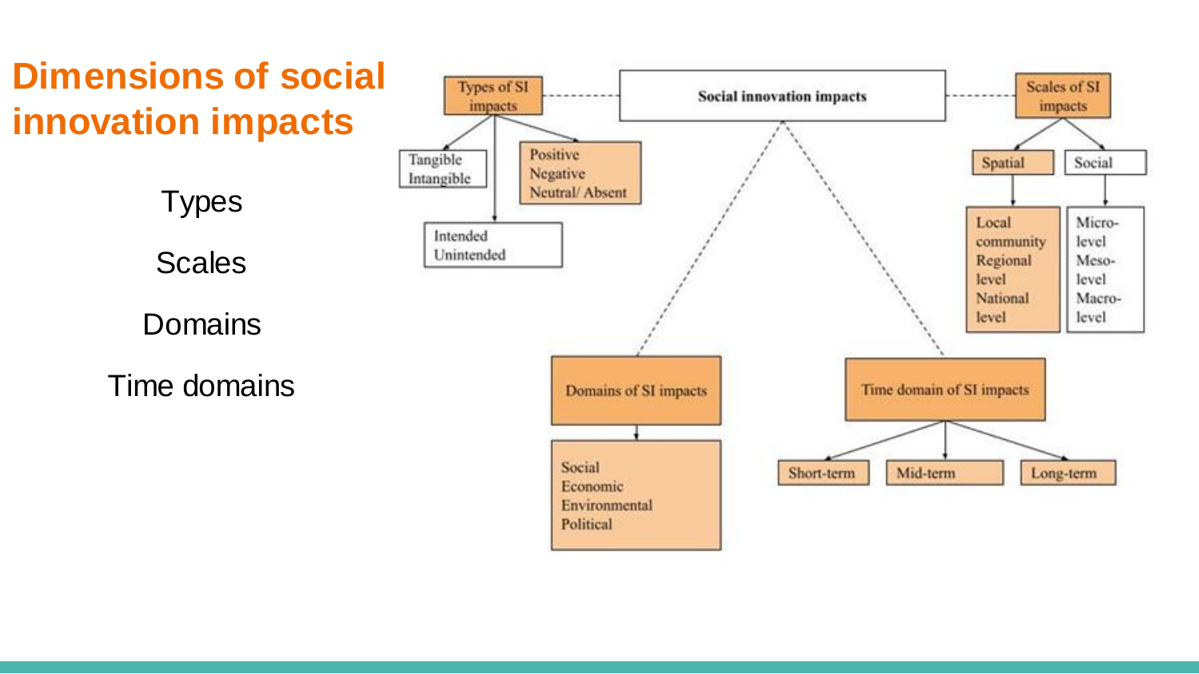# Dimensions of social innovation impacts

Types

Scales

Domains

Time domains

**Social innovation impacts**

- Types of SI impacts
  - Tangible / Intangible
  - Positive / Negative / Neutral/ Absent
  - Intended / Unintended
- Scales of SI impacts
  - Spatial
    - Local community
    - Regional level
    - National level
  - Social
    - Micro-level
    - Meso-level
    - Macro-level
- Domains of SI impacts
  - Social
  - Economic
  - Environmental
  - Political
- Time domain of SI impacts
  - Short-term
  - Mid-term
  - Long-term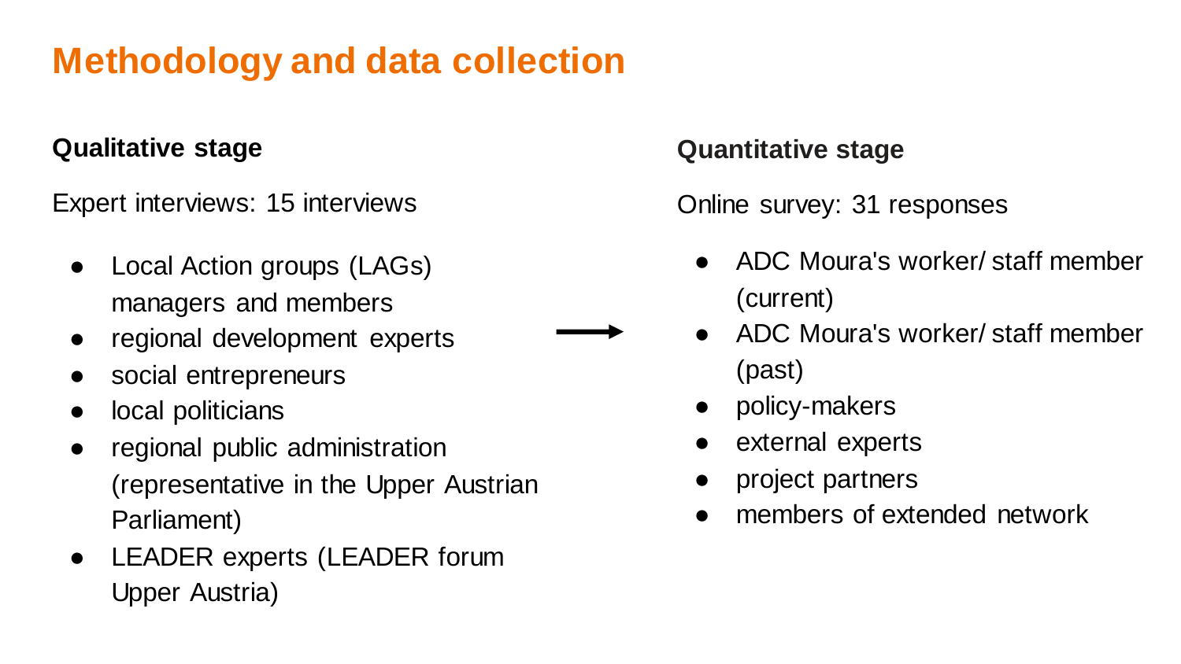# Methodology and data collection

### Qualitative stage

Expert interviews: 15 interviews

- Local Action groups (LAGs) managers and members
- regional development experts
- social entrepreneurs
- local politicians
- regional public administration (representative in the Upper Austrian Parliament)
- LEADER experts (LEADER forum Upper Austria)

→

### Quantitative stage

Online survey: 31 responses

- ADC Moura's worker/ staff member (current)
- ADC Moura's worker/ staff member (past)
- policy-makers
- external experts
- project partners
- members of extended network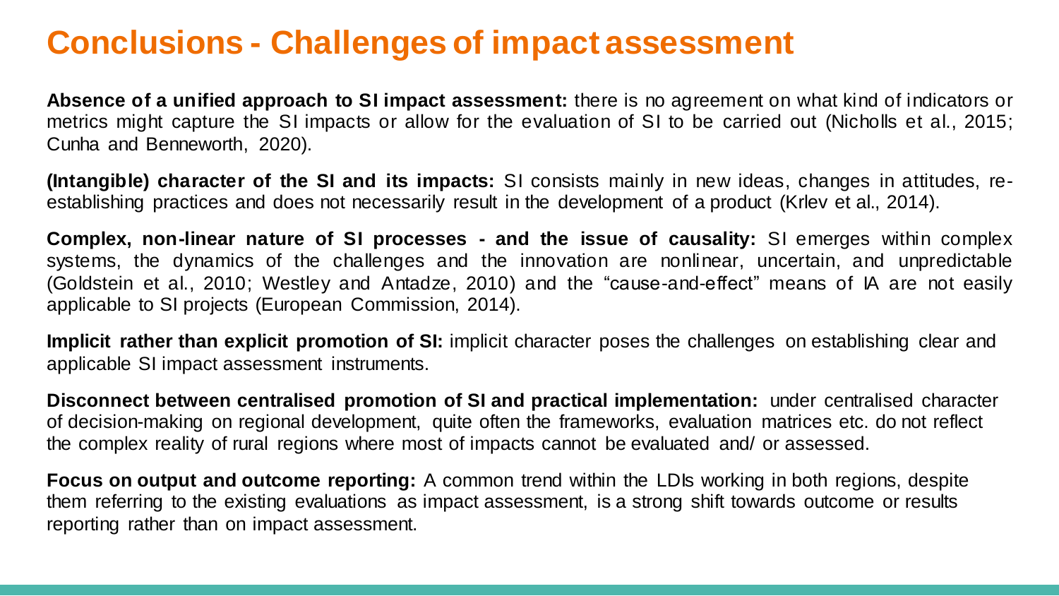# Conclusions - Challenges of impact assessment

**Absence of a unified approach to SI impact assessment:** there is no agreement on what kind of indicators or metrics might capture the SI impacts or allow for the evaluation of SI to be carried out (Nicholls et al., 2015; Cunha and Benneworth, 2020).

**(Intangible) character of the SI and its impacts:** SI consists mainly in new ideas, changes in attitudes, re-establishing practices and does not necessarily result in the development of a product (Krlev et al., 2014).

**Complex, non-linear nature of SI processes - and the issue of causality:** SI emerges within complex systems, the dynamics of the challenges and the innovation are nonlinear, uncertain, and unpredictable (Goldstein et al., 2010; Westley and Antadze, 2010) and the "cause-and-effect" means of IA are not easily applicable to SI projects (European Commission, 2014).

**Implicit rather than explicit promotion of SI:** implicit character poses the challenges on establishing clear and applicable SI impact assessment instruments.

**Disconnect between centralised promotion of SI and practical implementation:** under centralised character of decision-making on regional development, quite often the frameworks, evaluation matrices etc. do not reflect the complex reality of rural regions where most of impacts cannot be evaluated and/ or assessed.

**Focus on output and outcome reporting:** A common trend within the LDIs working in both regions, despite them referring to the existing evaluations as impact assessment, is a strong shift towards outcome or results reporting rather than on impact assessment.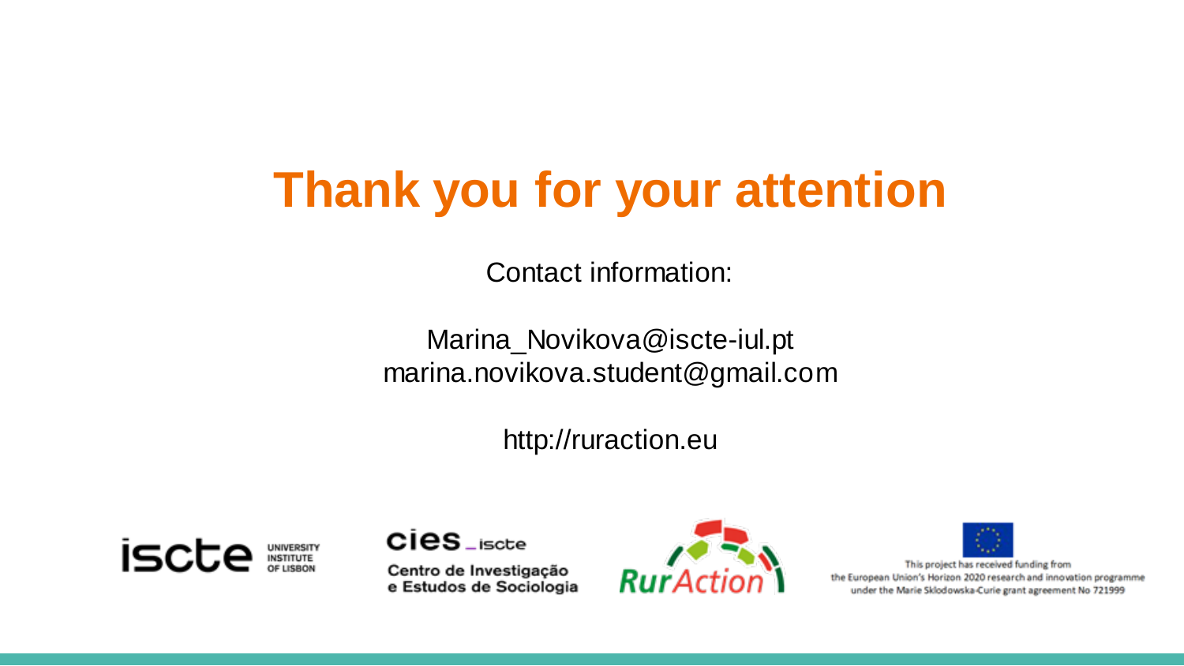# Thank you for your attention

Contact information:

Marina_Novikova@iscte-iul.pt
marina.novikova.student@gmail.com

http://ruraction.eu

iscte UNIVERSITY INSTITUTE OF LISBON

cies_iscte
Centro de Investigação e Estudos de Sociologia

RurAction

This project has received funding from the European Union's Horizon 2020 research and innovation programme under the Marie Sklodowska-Curie grant agreement No 721999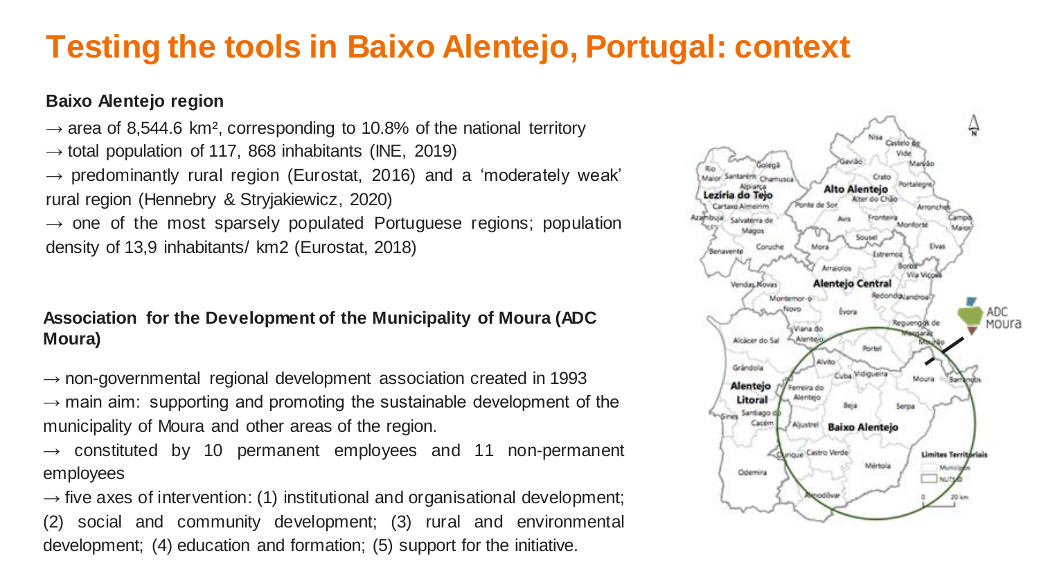# Testing the tools in Baixo Alentejo, Portugal: context

**Baixo Alentejo region**

→ area of 8,544.6 km², corresponding to 10.8% of the national territory
→ total population of 117, 868 inhabitants (INE, 2019)
→ predominantly rural region (Eurostat, 2016) and a 'moderately weak' rural region (Hennebry & Stryjakiewicz, 2020)
→ one of the most sparsely populated Portuguese regions; population density of 13,9 inhabitants/ km2 (Eurostat, 2018)

**Association for the Development of the Municipality of Moura (ADC Moura)**

→ non-governmental regional development association created in 1993
→ main aim: supporting and promoting the sustainable development of the municipality of Moura and other areas of the region.
→ constituted by 10 permanent employees and 11 non-permanent employees
→ five axes of intervention: (1) institutional and organisational development; (2) social and community development; (3) rural and environmental development; (4) education and formation; (5) support for the initiative.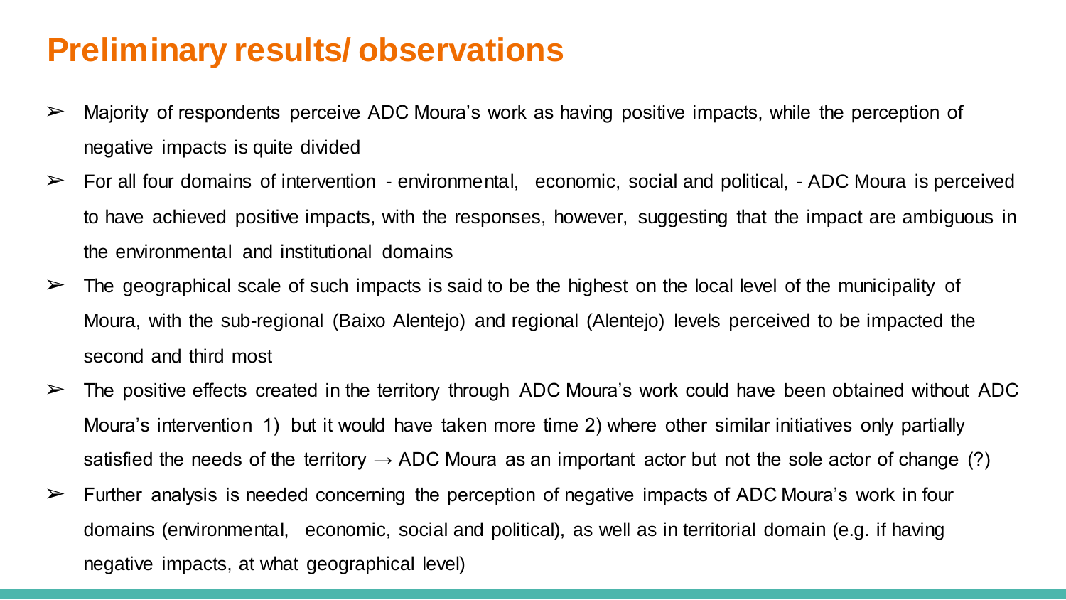# Preliminary results/ observations

- Majority of respondents perceive ADC Moura's work as having positive impacts, while the perception of negative impacts is quite divided
- For all four domains of intervention - environmental, economic, social and political, - ADC Moura is perceived to have achieved positive impacts, with the responses, however, suggesting that the impact are ambiguous in the environmental and institutional domains
- The geographical scale of such impacts is said to be the highest on the local level of the municipality of Moura, with the sub-regional (Baixo Alentejo) and regional (Alentejo) levels perceived to be impacted the second and third most
- The positive effects created in the territory through ADC Moura's work could have been obtained without ADC Moura's intervention 1) but it would have taken more time 2) where other similar initiatives only partially satisfied the needs of the territory → ADC Moura as an important actor but not the sole actor of change (?)
- Further analysis is needed concerning the perception of negative impacts of ADC Moura's work in four domains (environmental, economic, social and political), as well as in territorial domain (e.g. if having negative impacts, at what geographical level)